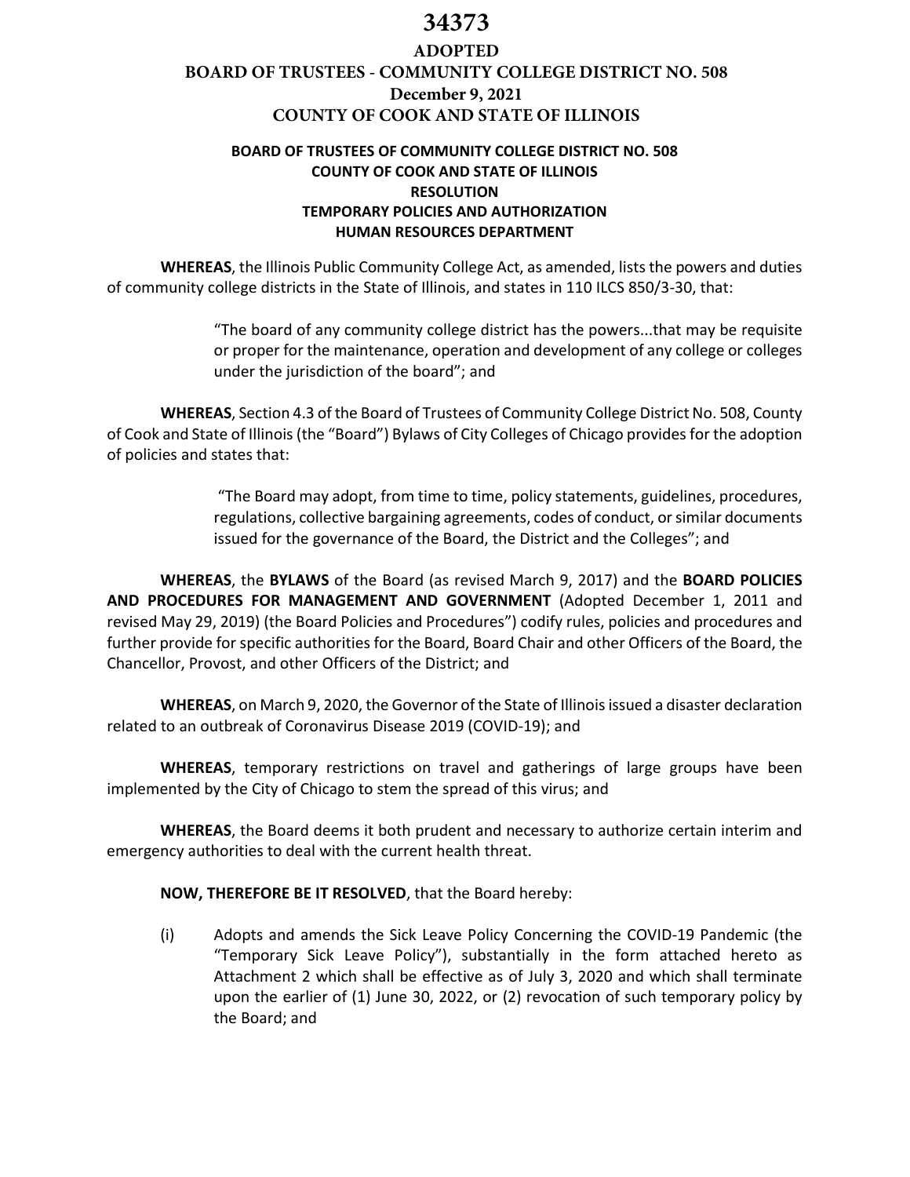# 34373

## ADOPTED
## BOARD OF TRUSTEES - COMMUNITY COLLEGE DISTRICT NO. 508
## December 9, 2021
## COUNTY OF COOK AND STATE OF ILLINOIS

**BOARD OF TRUSTEES OF COMMUNITY COLLEGE DISTRICT NO. 508**
**COUNTY OF COOK AND STATE OF ILLINOIS**
**RESOLUTION**
**TEMPORARY POLICIES AND AUTHORIZATION**
**HUMAN RESOURCES DEPARTMENT**

**WHEREAS**, the Illinois Public Community College Act, as amended, lists the powers and duties of community college districts in the State of Illinois, and states in 110 ILCS 850/3-30, that:

> "The board of any community college district has the powers...that may be requisite or proper for the maintenance, operation and development of any college or colleges under the jurisdiction of the board"; and

**WHEREAS**, Section 4.3 of the Board of Trustees of Community College District No. 508, County of Cook and State of Illinois (the "Board") Bylaws of City Colleges of Chicago provides for the adoption of policies and states that:

> "The Board may adopt, from time to time, policy statements, guidelines, procedures, regulations, collective bargaining agreements, codes of conduct, or similar documents issued for the governance of the Board, the District and the Colleges"; and

**WHEREAS**, the **BYLAWS** of the Board (as revised March 9, 2017) and the **BOARD POLICIES AND PROCEDURES FOR MANAGEMENT AND GOVERNMENT** (Adopted December 1, 2011 and revised May 29, 2019) (the Board Policies and Procedures") codify rules, policies and procedures and further provide for specific authorities for the Board, Board Chair and other Officers of the Board, the Chancellor, Provost, and other Officers of the District; and

**WHEREAS**, on March 9, 2020, the Governor of the State of Illinois issued a disaster declaration related to an outbreak of Coronavirus Disease 2019 (COVID-19); and

**WHEREAS**, temporary restrictions on travel and gatherings of large groups have been implemented by the City of Chicago to stem the spread of this virus; and

**WHEREAS**, the Board deems it both prudent and necessary to authorize certain interim and emergency authorities to deal with the current health threat.

**NOW, THEREFORE BE IT RESOLVED**, that the Board hereby:

(i) Adopts and amends the Sick Leave Policy Concerning the COVID-19 Pandemic (the "Temporary Sick Leave Policy"), substantially in the form attached hereto as Attachment 2 which shall be effective as of July 3, 2020 and which shall terminate upon the earlier of (1) June 30, 2022, or (2) revocation of such temporary policy by the Board; and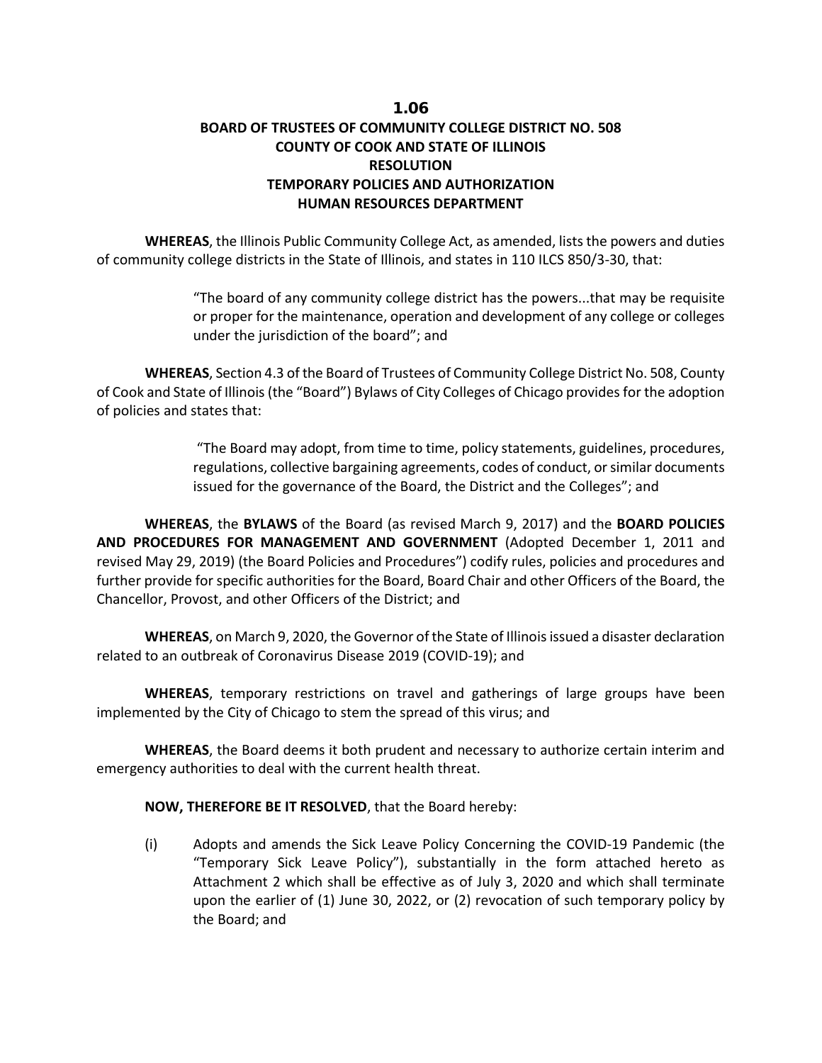# 1.06

## BOARD OF TRUSTEES OF COMMUNITY COLLEGE DISTRICT NO. 508
## COUNTY OF COOK AND STATE OF ILLINOIS
## RESOLUTION
## TEMPORARY POLICIES AND AUTHORIZATION
## HUMAN RESOURCES DEPARTMENT

**WHEREAS**, the Illinois Public Community College Act, as amended, lists the powers and duties of community college districts in the State of Illinois, and states in 110 ILCS 850/3-30, that:

> "The board of any community college district has the powers...that may be requisite or proper for the maintenance, operation and development of any college or colleges under the jurisdiction of the board"; and

**WHEREAS**, Section 4.3 of the Board of Trustees of Community College District No. 508, County of Cook and State of Illinois (the "Board") Bylaws of City Colleges of Chicago provides for the adoption of policies and states that:

> "The Board may adopt, from time to time, policy statements, guidelines, procedures, regulations, collective bargaining agreements, codes of conduct, or similar documents issued for the governance of the Board, the District and the Colleges"; and

**WHEREAS**, the **BYLAWS** of the Board (as revised March 9, 2017) and the **BOARD POLICIES AND PROCEDURES FOR MANAGEMENT AND GOVERNMENT** (Adopted December 1, 2011 and revised May 29, 2019) (the Board Policies and Procedures") codify rules, policies and procedures and further provide for specific authorities for the Board, Board Chair and other Officers of the Board, the Chancellor, Provost, and other Officers of the District; and

**WHEREAS**, on March 9, 2020, the Governor of the State of Illinois issued a disaster declaration related to an outbreak of Coronavirus Disease 2019 (COVID-19); and

**WHEREAS**, temporary restrictions on travel and gatherings of large groups have been implemented by the City of Chicago to stem the spread of this virus; and

**WHEREAS**, the Board deems it both prudent and necessary to authorize certain interim and emergency authorities to deal with the current health threat.

**NOW, THEREFORE BE IT RESOLVED**, that the Board hereby:

(i) Adopts and amends the Sick Leave Policy Concerning the COVID-19 Pandemic (the "Temporary Sick Leave Policy"), substantially in the form attached hereto as Attachment 2 which shall be effective as of July 3, 2020 and which shall terminate upon the earlier of (1) June 30, 2022, or (2) revocation of such temporary policy by the Board; and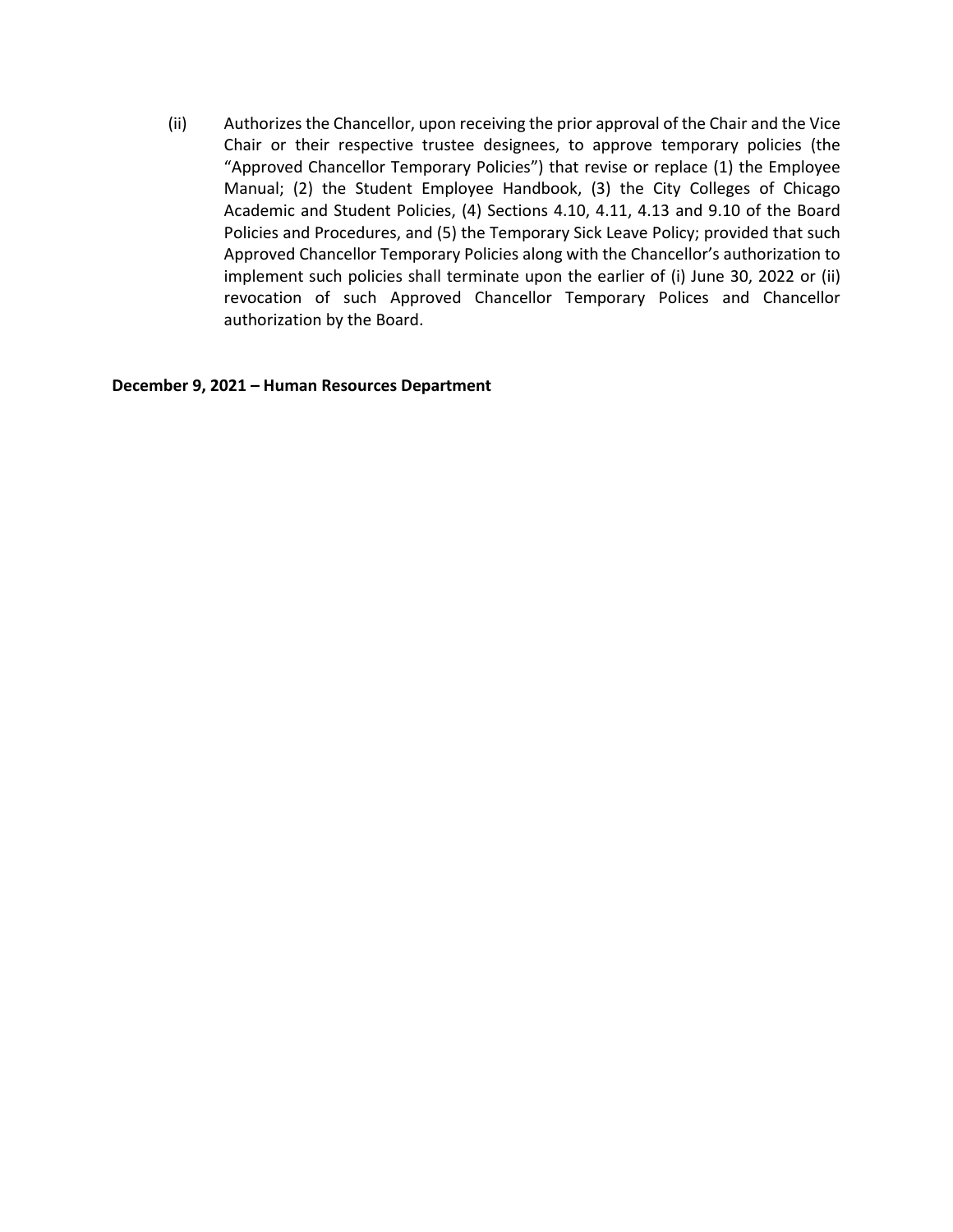(ii) Authorizes the Chancellor, upon receiving the prior approval of the Chair and the Vice Chair or their respective trustee designees, to approve temporary policies (the "Approved Chancellor Temporary Policies") that revise or replace (1) the Employee Manual; (2) the Student Employee Handbook, (3) the City Colleges of Chicago Academic and Student Policies, (4) Sections 4.10, 4.11, 4.13 and 9.10 of the Board Policies and Procedures, and (5) the Temporary Sick Leave Policy; provided that such Approved Chancellor Temporary Policies along with the Chancellor's authorization to implement such policies shall terminate upon the earlier of (i) June 30, 2022 or (ii) revocation of such Approved Chancellor Temporary Polices and Chancellor authorization by the Board.

**December 9, 2021 – Human Resources Department**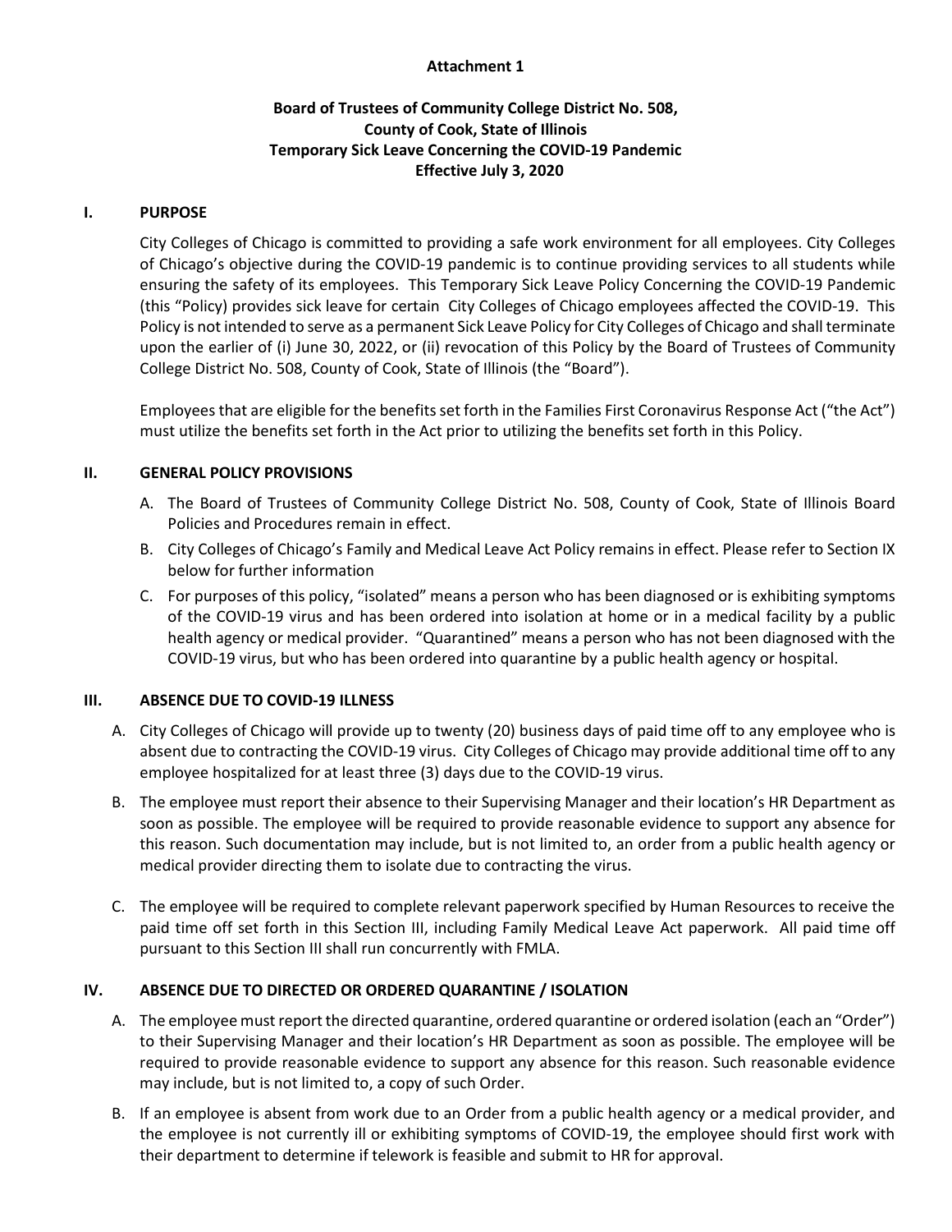**Attachment 1**

**Board of Trustees of Community College District No. 508,**
**County of Cook, State of Illinois**
**Temporary Sick Leave Concerning the COVID-19 Pandemic**
**Effective July 3, 2020**

## I. PURPOSE

City Colleges of Chicago is committed to providing a safe work environment for all employees. City Colleges of Chicago's objective during the COVID-19 pandemic is to continue providing services to all students while ensuring the safety of its employees. This Temporary Sick Leave Policy Concerning the COVID-19 Pandemic (this "Policy) provides sick leave for certain City Colleges of Chicago employees affected the COVID-19. This Policy is not intended to serve as a permanent Sick Leave Policy for City Colleges of Chicago and shall terminate upon the earlier of (i) June 30, 2022, or (ii) revocation of this Policy by the Board of Trustees of Community College District No. 508, County of Cook, State of Illinois (the "Board").

Employees that are eligible for the benefits set forth in the Families First Coronavirus Response Act ("the Act") must utilize the benefits set forth in the Act prior to utilizing the benefits set forth in this Policy.

## II. GENERAL POLICY PROVISIONS

A. The Board of Trustees of Community College District No. 508, County of Cook, State of Illinois Board Policies and Procedures remain in effect.

B. City Colleges of Chicago's Family and Medical Leave Act Policy remains in effect. Please refer to Section IX below for further information

C. For purposes of this policy, "isolated" means a person who has been diagnosed or is exhibiting symptoms of the COVID-19 virus and has been ordered into isolation at home or in a medical facility by a public health agency or medical provider. "Quarantined" means a person who has not been diagnosed with the COVID-19 virus, but who has been ordered into quarantine by a public health agency or hospital.

## III. ABSENCE DUE TO COVID-19 ILLNESS

A. City Colleges of Chicago will provide up to twenty (20) business days of paid time off to any employee who is absent due to contracting the COVID-19 virus. City Colleges of Chicago may provide additional time off to any employee hospitalized for at least three (3) days due to the COVID-19 virus.

B. The employee must report their absence to their Supervising Manager and their location's HR Department as soon as possible. The employee will be required to provide reasonable evidence to support any absence for this reason. Such documentation may include, but is not limited to, an order from a public health agency or medical provider directing them to isolate due to contracting the virus.

C. The employee will be required to complete relevant paperwork specified by Human Resources to receive the paid time off set forth in this Section III, including Family Medical Leave Act paperwork. All paid time off pursuant to this Section III shall run concurrently with FMLA.

## IV. ABSENCE DUE TO DIRECTED OR ORDERED QUARANTINE / ISOLATION

A. The employee must report the directed quarantine, ordered quarantine or ordered isolation (each an "Order") to their Supervising Manager and their location's HR Department as soon as possible. The employee will be required to provide reasonable evidence to support any absence for this reason. Such reasonable evidence may include, but is not limited to, a copy of such Order.

B. If an employee is absent from work due to an Order from a public health agency or a medical provider, and the employee is not currently ill or exhibiting symptoms of COVID-19, the employee should first work with their department to determine if telework is feasible and submit to HR for approval.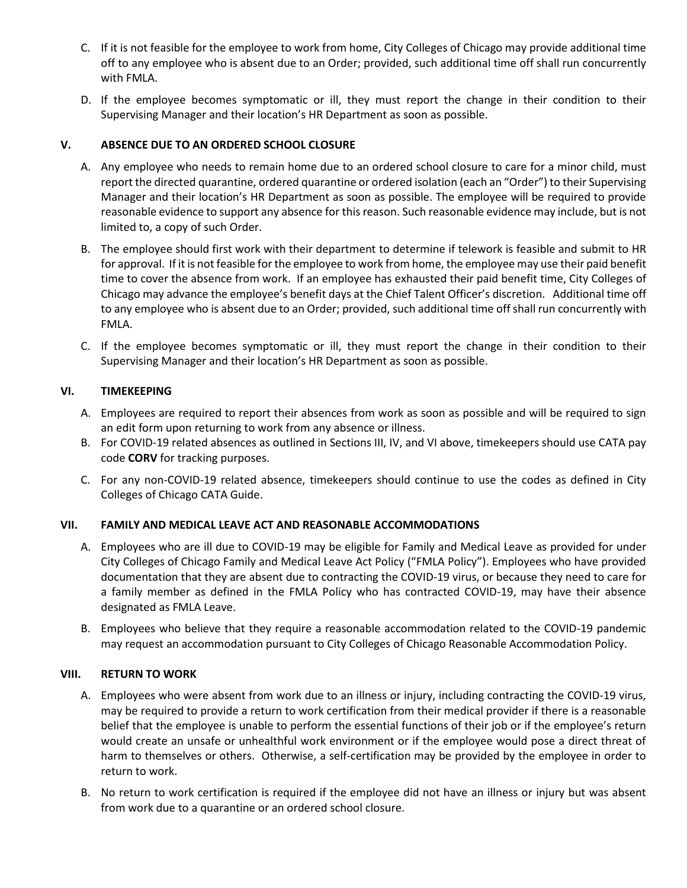C. If it is not feasible for the employee to work from home, City Colleges of Chicago may provide additional time off to any employee who is absent due to an Order; provided, such additional time off shall run concurrently with FMLA.

D. If the employee becomes symptomatic or ill, they must report the change in their condition to their Supervising Manager and their location's HR Department as soon as possible.

## V. ABSENCE DUE TO AN ORDERED SCHOOL CLOSURE

A. Any employee who needs to remain home due to an ordered school closure to care for a minor child, must report the directed quarantine, ordered quarantine or ordered isolation (each an "Order") to their Supervising Manager and their location's HR Department as soon as possible. The employee will be required to provide reasonable evidence to support any absence for this reason. Such reasonable evidence may include, but is not limited to, a copy of such Order.

B. The employee should first work with their department to determine if telework is feasible and submit to HR for approval. If it is not feasible for the employee to work from home, the employee may use their paid benefit time to cover the absence from work. If an employee has exhausted their paid benefit time, City Colleges of Chicago may advance the employee's benefit days at the Chief Talent Officer's discretion. Additional time off to any employee who is absent due to an Order; provided, such additional time off shall run concurrently with FMLA.

C. If the employee becomes symptomatic or ill, they must report the change in their condition to their Supervising Manager and their location's HR Department as soon as possible.

## VI. TIMEKEEPING

A. Employees are required to report their absences from work as soon as possible and will be required to sign an edit form upon returning to work from any absence or illness.

B. For COVID-19 related absences as outlined in Sections III, IV, and VI above, timekeepers should use CATA pay code **CORV** for tracking purposes.

C. For any non-COVID-19 related absence, timekeepers should continue to use the codes as defined in City Colleges of Chicago CATA Guide.

## VII. FAMILY AND MEDICAL LEAVE ACT AND REASONABLE ACCOMMODATIONS

A. Employees who are ill due to COVID-19 may be eligible for Family and Medical Leave as provided for under City Colleges of Chicago Family and Medical Leave Act Policy ("FMLA Policy"). Employees who have provided documentation that they are absent due to contracting the COVID-19 virus, or because they need to care for a family member as defined in the FMLA Policy who has contracted COVID-19, may have their absence designated as FMLA Leave.

B. Employees who believe that they require a reasonable accommodation related to the COVID-19 pandemic may request an accommodation pursuant to City Colleges of Chicago Reasonable Accommodation Policy.

## VIII. RETURN TO WORK

A. Employees who were absent from work due to an illness or injury, including contracting the COVID-19 virus, may be required to provide a return to work certification from their medical provider if there is a reasonable belief that the employee is unable to perform the essential functions of their job or if the employee's return would create an unsafe or unhealthful work environment or if the employee would pose a direct threat of harm to themselves or others. Otherwise, a self-certification may be provided by the employee in order to return to work.

B. No return to work certification is required if the employee did not have an illness or injury but was absent from work due to a quarantine or an ordered school closure.